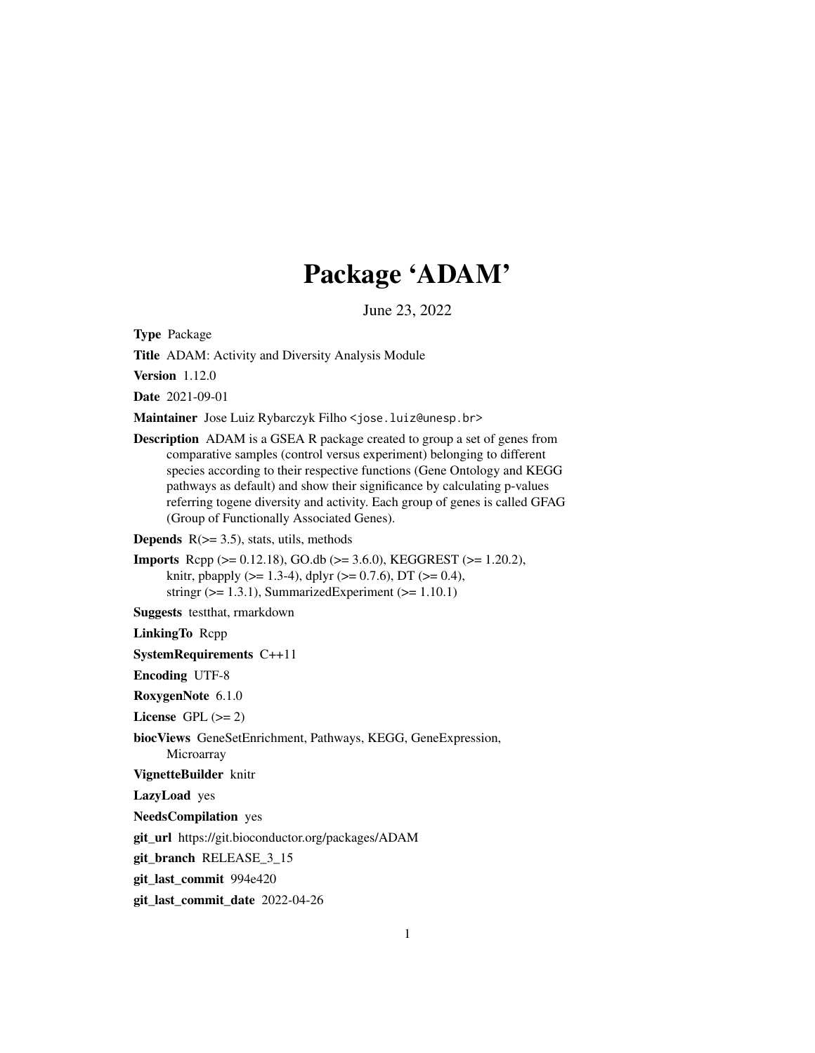# Package 'ADAM'

June 23, 2022

**Type** Package

**Title** ADAM: Activity and Diversity Analysis Module

**Version** 1.12.0

**Date** 2021-09-01

**Maintainer** Jose Luiz Rybarczyk Filho <jose.luiz@unesp.br>

**Description** ADAM is a GSEA R package created to group a set of genes from comparative samples (control versus experiment) belonging to different species according to their respective functions (Gene Ontology and KEGG pathways as default) and show their significance by calculating p-values referring togene diversity and activity. Each group of genes is called GFAG (Group of Functionally Associated Genes).

**Depends** R(>= 3.5), stats, utils, methods

**Imports** Rcpp (>= 0.12.18), GO.db (>= 3.6.0), KEGGREST (>= 1.20.2), knitr, pbapply (>= 1.3-4), dplyr (>= 0.7.6), DT (>= 0.4), stringr (>= 1.3.1), SummarizedExperiment (>= 1.10.1)

**Suggests** testthat, rmarkdown

**LinkingTo** Rcpp

**SystemRequirements** C++11

**Encoding** UTF-8

**RoxygenNote** 6.1.0

**License** GPL (>= 2)

**biocViews** GeneSetEnrichment, Pathways, KEGG, GeneExpression, Microarray

**VignetteBuilder** knitr

**LazyLoad** yes

**NeedsCompilation** yes

**git_url** https://git.bioconductor.org/packages/ADAM

**git_branch** RELEASE_3_15

**git_last_commit** 994e420

**git_last_commit_date** 2022-04-26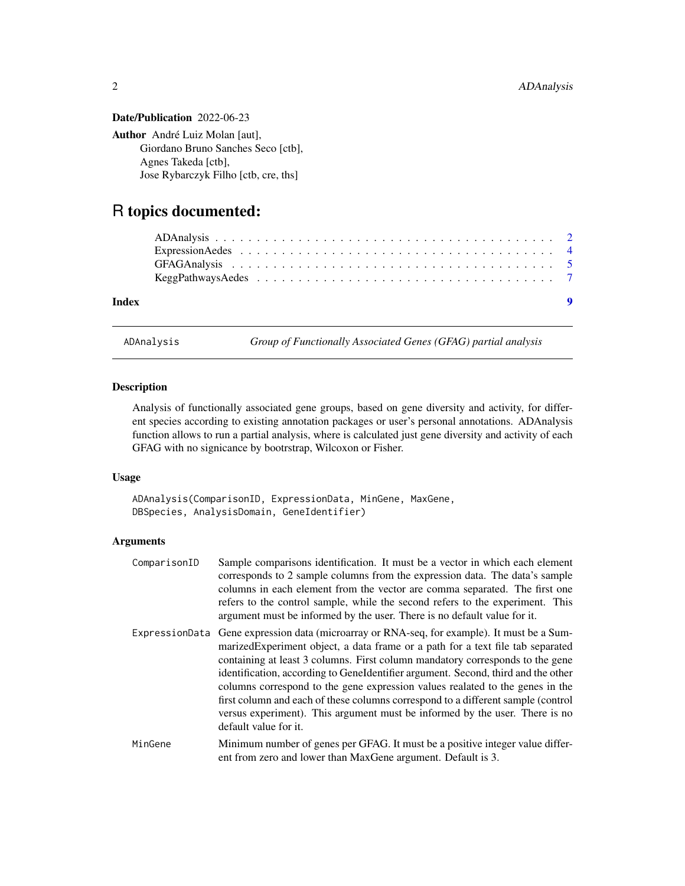**Date/Publication** 2022-06-23

**Author** André Luiz Molan [aut],
Giordano Bruno Sanches Seco [ctb],
Agnes Takeda [ctb],
Jose Rybarczyk Filho [ctb, cre, ths]

# R topics documented:

ADAnalysis . . . . . . . . . . . . . . . . . . . . . . . . . . . . . . . . . . . . . . . . 2
ExpressionAedes . . . . . . . . . . . . . . . . . . . . . . . . . . . . . . . . . . . . . 4
GFAGAnalysis . . . . . . . . . . . . . . . . . . . . . . . . . . . . . . . . . . . . . . 5
KeggPathwaysAedes . . . . . . . . . . . . . . . . . . . . . . . . . . . . . . . . . . . 7

**Index** 9

---

`ADAnalysis` *Group of Functionally Associated Genes (GFAG) partial analysis*

---

### Description

Analysis of functionally associated gene groups, based on gene diversity and activity, for different species according to existing annotation packages or user's personal annotations. ADAnalysis function allows to run a partial analysis, where is calculated just gene diversity and activity of each GFAG with no signicance by bootrstrap, Wilcoxon or Fisher.

### Usage

```
ADAnalysis(ComparisonID, ExpressionData, MinGene, MaxGene,
DBSpecies, AnalysisDomain, GeneIdentifier)
```

### Arguments

`ComparisonID` Sample comparisons identification. It must be a vector in which each element corresponds to 2 sample columns from the expression data. The data's sample columns in each element from the vector are comma separated. The first one refers to the control sample, while the second refers to the experiment. This argument must be informed by the user. There is no default value for it.

`ExpressionData` Gene expression data (microarray or RNA-seq, for example). It must be a SummarizedExperiment object, a data frame or a path for a text file tab separated containing at least 3 columns. First column mandatory corresponds to the gene identification, according to GeneIdentifier argument. Second, third and the other columns correspond to the gene expression values realated to the genes in the first column and each of these columns correspond to a different sample (control versus experiment). This argument must be informed by the user. There is no default value for it.

`MinGene` Minimum number of genes per GFAG. It must be a positive integer value different from zero and lower than MaxGene argument. Default is 3.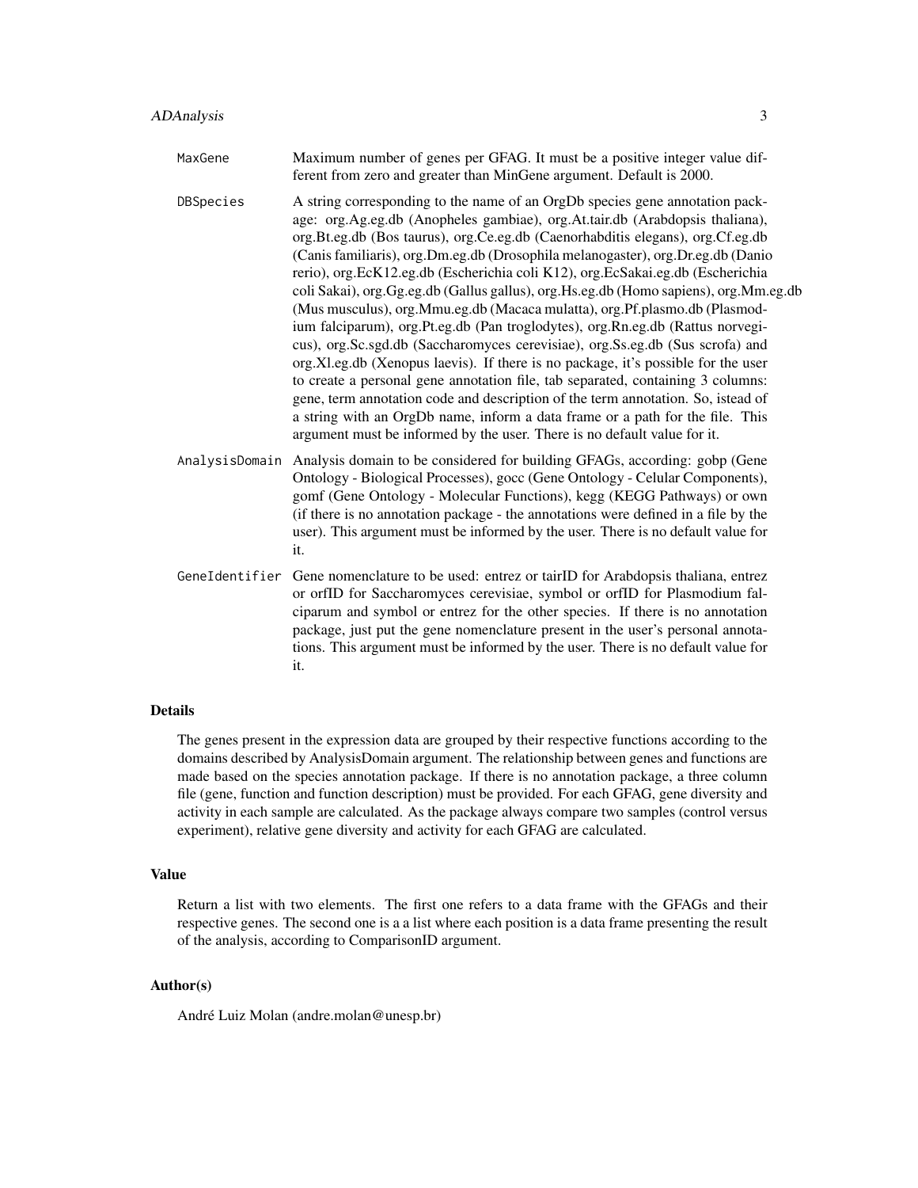MaxGene
: Maximum number of genes per GFAG. It must be a positive integer value different from zero and greater than MinGene argument. Default is 2000.

DBSpecies
: A string corresponding to the name of an OrgDb species gene annotation package: org.Ag.eg.db (Anopheles gambiae), org.At.tair.db (Arabdopsis thaliana), org.Bt.eg.db (Bos taurus), org.Ce.eg.db (Caenorhabditis elegans), org.Cf.eg.db (Canis familiaris), org.Dm.eg.db (Drosophila melanogaster), org.Dr.eg.db (Danio rerio), org.EcK12.eg.db (Escherichia coli K12), org.EcSakai.eg.db (Escherichia coli Sakai), org.Gg.eg.db (Gallus gallus), org.Hs.eg.db (Homo sapiens), org.Mm.eg.db (Mus musculus), org.Mmu.eg.db (Macaca mulatta), org.Pf.plasmo.db (Plasmodium falciparum), org.Pt.eg.db (Pan troglodytes), org.Rn.eg.db (Rattus norvegicus), org.Sc.sgd.db (Saccharomyces cerevisiae), org.Ss.eg.db (Sus scrofa) and org.Xl.eg.db (Xenopus laevis). If there is no package, it's possible for the user to create a personal gene annotation file, tab separated, containing 3 columns: gene, term annotation code and description of the term annotation. So, istead of a string with an OrgDb name, inform a data frame or a path for the file. This argument must be informed by the user. There is no default value for it.

AnalysisDomain
: Analysis domain to be considered for building GFAGs, according: gobp (Gene Ontology - Biological Processes), gocc (Gene Ontology - Celular Components), gomf (Gene Ontology - Molecular Functions), kegg (KEGG Pathways) or own (if there is no annotation package - the annotations were defined in a file by the user). This argument must be informed by the user. There is no default value for it.

GeneIdentifier
: Gene nomenclature to be used: entrez or tairID for Arabdopsis thaliana, entrez or orfID for Saccharomyces cerevisiae, symbol or orfID for Plasmodium falciparum and symbol or entrez for the other species. If there is no annotation package, just put the gene nomenclature present in the user's personal annotations. This argument must be informed by the user. There is no default value for it.

## Details

The genes present in the expression data are grouped by their respective functions according to the domains described by AnalysisDomain argument. The relationship between genes and functions are made based on the species annotation package. If there is no annotation package, a three column file (gene, function and function description) must be provided. For each GFAG, gene diversity and activity in each sample are calculated. As the package always compare two samples (control versus experiment), relative gene diversity and activity for each GFAG are calculated.

## Value

Return a list with two elements. The first one refers to a data frame with the GFAGs and their respective genes. The second one is a a list where each position is a data frame presenting the result of the analysis, according to ComparisonID argument.

## Author(s)

André Luiz Molan (andre.molan@unesp.br)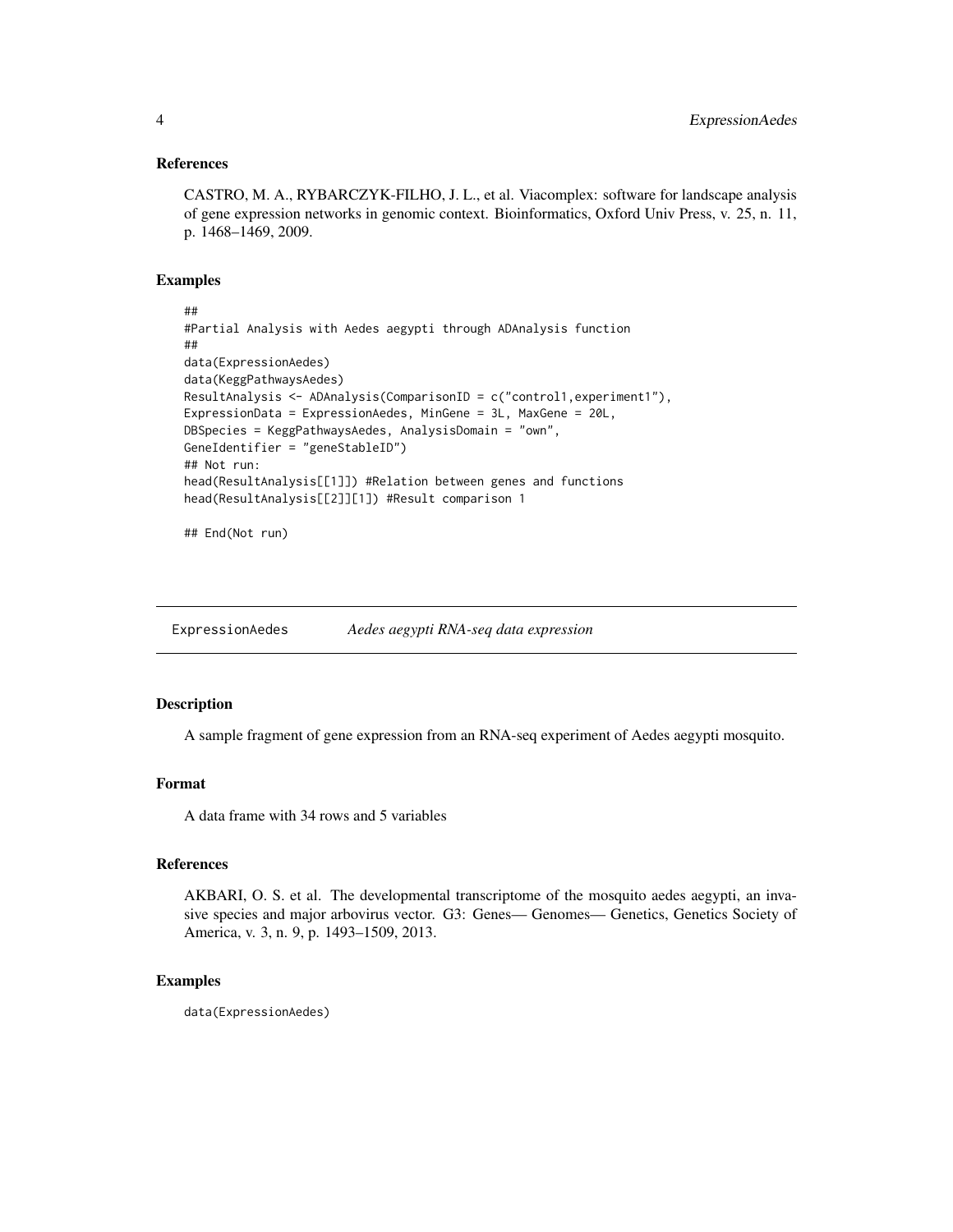### References

CASTRO, M. A., RYBARCZYK-FILHO, J. L., et al. Viacomplex: software for landscape analysis of gene expression networks in genomic context. Bioinformatics, Oxford Univ Press, v. 25, n. 11, p. 1468–1469, 2009.

### Examples

```
##
#Partial Analysis with Aedes aegypti through ADAnalysis function
##
data(ExpressionAedes)
data(KeggPathwaysAedes)
ResultAnalysis <- ADAnalysis(ComparisonID = c("control1,experiment1"),
ExpressionData = ExpressionAedes, MinGene = 3L, MaxGene = 20L,
DBSpecies = KeggPathwaysAedes, AnalysisDomain = "own",
GeneIdentifier = "geneStableID")
## Not run:
head(ResultAnalysis[[1]]) #Relation between genes and functions
head(ResultAnalysis[[2]][1]) #Result comparison 1

## End(Not run)
```

---

## ExpressionAedes &nbsp;&nbsp;&nbsp; *Aedes aegypti RNA-seq data expression*

---

### Description

A sample fragment of gene expression from an RNA-seq experiment of Aedes aegypti mosquito.

### Format

A data frame with 34 rows and 5 variables

### References

AKBARI, O. S. et al. The developmental transcriptome of the mosquito aedes aegypti, an invasive species and major arbovirus vector. G3: Genes— Genomes— Genetics, Genetics Society of America, v. 3, n. 9, p. 1493–1509, 2013.

### Examples

```
data(ExpressionAedes)
```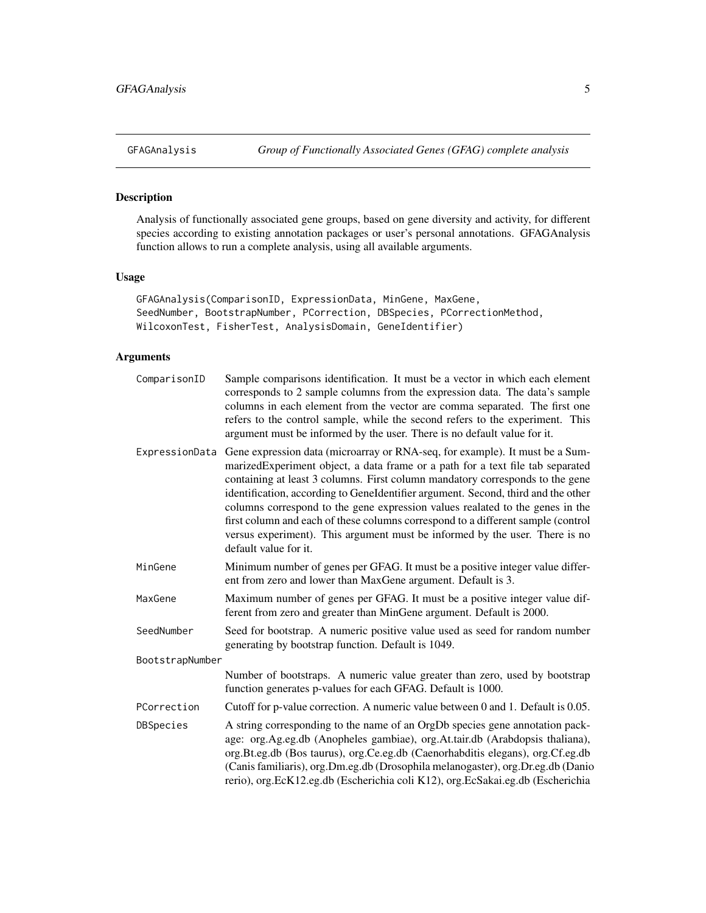# GFAGAnalysis — *Group of Functionally Associated Genes (GFAG) complete analysis*

## Description

Analysis of functionally associated gene groups, based on gene diversity and activity, for different species according to existing annotation packages or user's personal annotations. GFAGAnalysis function allows to run a complete analysis, using all available arguments.

## Usage

```
GFAGAnalysis(ComparisonID, ExpressionData, MinGene, MaxGene,
SeedNumber, BootstrapNumber, PCorrection, DBSpecies, PCorrectionMethod,
WilcoxonTest, FisherTest, AnalysisDomain, GeneIdentifier)
```

## Arguments

| | |
|---|---|
| `ComparisonID` | Sample comparisons identification. It must be a vector in which each element corresponds to 2 sample columns from the expression data. The data's sample columns in each element from the vector are comma separated. The first one refers to the control sample, while the second refers to the experiment. This argument must be informed by the user. There is no default value for it. |
| `ExpressionData` | Gene expression data (microarray or RNA-seq, for example). It must be a SummarizedExperiment object, a data frame or a path for a text file tab separated containing at least 3 columns. First column mandatory corresponds to the gene identification, according to GeneIdentifier argument. Second, third and the other columns correspond to the gene expression values realated to the genes in the first column and each of these columns correspond to a different sample (control versus experiment). This argument must be informed by the user. There is no default value for it. |
| `MinGene` | Minimum number of genes per GFAG. It must be a positive integer value different from zero and lower than MaxGene argument. Default is 3. |
| `MaxGene` | Maximum number of genes per GFAG. It must be a positive integer value different from zero and greater than MinGene argument. Default is 2000. |
| `SeedNumber` | Seed for bootstrap. A numeric positive value used as seed for random number generating by bootstrap function. Default is 1049. |
| `BootstrapNumber` | Number of bootstraps. A numeric value greater than zero, used by bootstrap function generates p-values for each GFAG. Default is 1000. |
| `PCorrection` | Cutoff for p-value correction. A numeric value between 0 and 1. Default is 0.05. |
| `DBSpecies` | A string corresponding to the name of an OrgDb species gene annotation package: org.Ag.eg.db (Anopheles gambiae), org.At.tair.db (Arabdopsis thaliana), org.Bt.eg.db (Bos taurus), org.Ce.eg.db (Caenorhabditis elegans), org.Cf.eg.db (Canis familiaris), org.Dm.eg.db (Drosophila melanogaster), org.Dr.eg.db (Danio rerio), org.EcK12.eg.db (Escherichia coli K12), org.EcSakai.eg.db (Escherichia |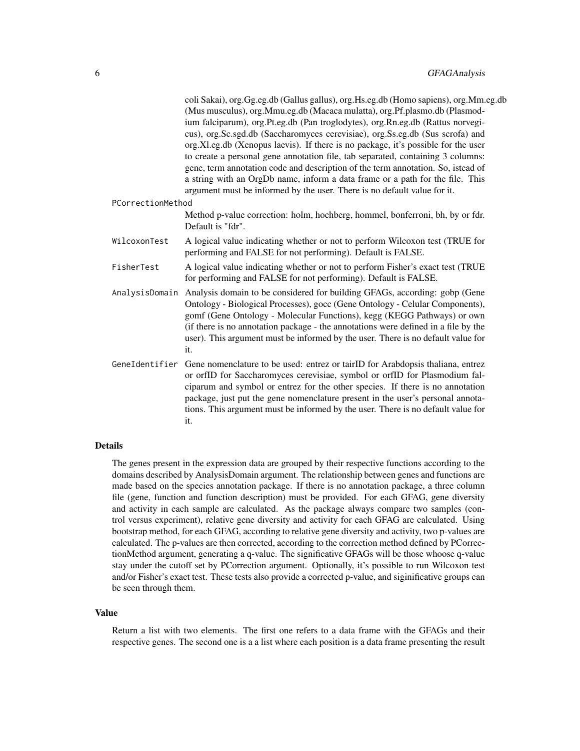coli Sakai), org.Gg.eg.db (Gallus gallus), org.Hs.eg.db (Homo sapiens), org.Mm.eg.db (Mus musculus), org.Mmu.eg.db (Macaca mulatta), org.Pf.plasmo.db (Plasmodium falciparum), org.Pt.eg.db (Pan troglodytes), org.Rn.eg.db (Rattus norvegicus), org.Sc.sgd.db (Saccharomyces cerevisiae), org.Ss.eg.db (Sus scrofa) and org.Xl.eg.db (Xenopus laevis). If there is no package, it's possible for the user to create a personal gene annotation file, tab separated, containing 3 columns: gene, term annotation code and description of the term annotation. So, istead of a string with an OrgDb name, inform a data frame or a path for the file. This argument must be informed by the user. There is no default value for it.

`PCorrectionMethod`
: Method p-value correction: holm, hochberg, hommel, bonferroni, bh, by or fdr. Default is "fdr".

`WilcoxonTest`
: A logical value indicating whether or not to perform Wilcoxon test (TRUE for performing and FALSE for not performing). Default is FALSE.

`FisherTest`
: A logical value indicating whether or not to perform Fisher's exact test (TRUE for performing and FALSE for not performing). Default is FALSE.

`AnalysisDomain`
: Analysis domain to be considered for building GFAGs, according: gobp (Gene Ontology - Biological Processes), gocc (Gene Ontology - Celular Components), gomf (Gene Ontology - Molecular Functions), kegg (KEGG Pathways) or own (if there is no annotation package - the annotations were defined in a file by the user). This argument must be informed by the user. There is no default value for it.

`GeneIdentifier`
: Gene nomenclature to be used: entrez or tairID for Arabdopsis thaliana, entrez or orfID for Saccharomyces cerevisiae, symbol or orfID for Plasmodium falciparum and symbol or entrez for the other species. If there is no annotation package, just put the gene nomenclature present in the user's personal annotations. This argument must be informed by the user. There is no default value for it.

## Details

The genes present in the expression data are grouped by their respective functions according to the domains described by AnalysisDomain argument. The relationship between genes and functions are made based on the species annotation package. If there is no annotation package, a three column file (gene, function and function description) must be provided. For each GFAG, gene diversity and activity in each sample are calculated. As the package always compare two samples (control versus experiment), relative gene diversity and activity for each GFAG are calculated. Using bootstrap method, for each GFAG, according to relative gene diversity and activity, two p-values are calculated. The p-values are then corrected, according to the correction method defined by PCorrectionMethod argument, generating a q-value. The significative GFAGs will be those whoose q-value stay under the cutoff set by PCorrection argument. Optionally, it's possible to run Wilcoxon test and/or Fisher's exact test. These tests also provide a corrected p-value, and siginificative groups can be seen through them.

## Value

Return a list with two elements. The first one refers to a data frame with the GFAGs and their respective genes. The second one is a a list where each position is a data frame presenting the result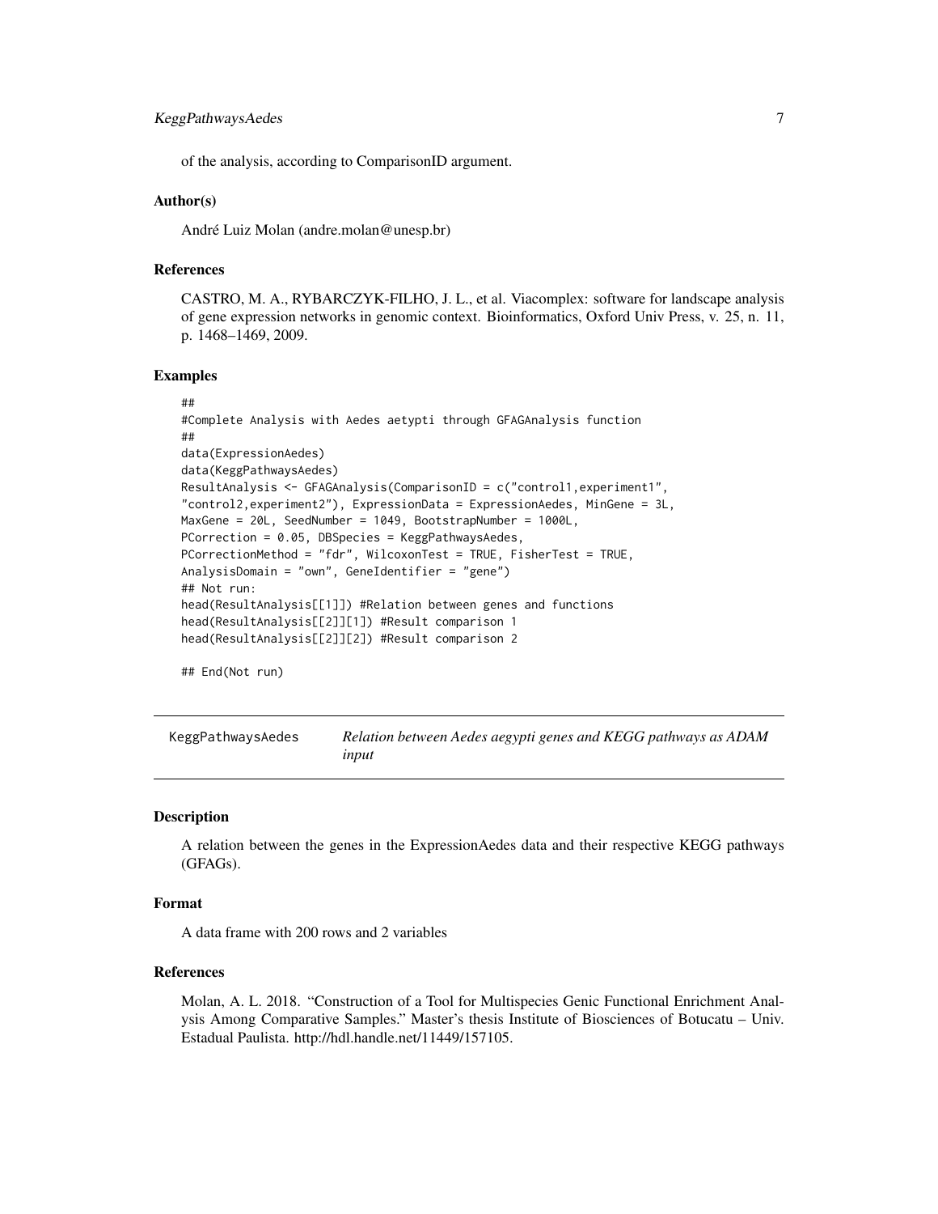of the analysis, according to ComparisonID argument.

### Author(s)

André Luiz Molan (andre.molan@unesp.br)

### References

CASTRO, M. A., RYBARCZYK-FILHO, J. L., et al. Viacomplex: software for landscape analysis of gene expression networks in genomic context. Bioinformatics, Oxford Univ Press, v. 25, n. 11, p. 1468–1469, 2009.

### Examples

```
##
#Complete Analysis with Aedes aetypti through GFAGAnalysis function
##
data(ExpressionAedes)
data(KeggPathwaysAedes)
ResultAnalysis <- GFAGAnalysis(ComparisonID = c("control1,experiment1",
"control2,experiment2"), ExpressionData = ExpressionAedes, MinGene = 3L,
MaxGene = 20L, SeedNumber = 1049, BootstrapNumber = 1000L,
PCorrection = 0.05, DBSpecies = KeggPathwaysAedes,
PCorrectionMethod = "fdr", WilcoxonTest = TRUE, FisherTest = TRUE,
AnalysisDomain = "own", GeneIdentifier = "gene")
## Not run:
head(ResultAnalysis[[1]]) #Relation between genes and functions
head(ResultAnalysis[[2]][1]) #Result comparison 1
head(ResultAnalysis[[2]][2]) #Result comparison 2

## End(Not run)
```

---

## KeggPathwaysAedes — *Relation between Aedes aegypti genes and KEGG pathways as ADAM input*

### Description

A relation between the genes in the ExpressionAedes data and their respective KEGG pathways (GFAGs).

### Format

A data frame with 200 rows and 2 variables

### References

Molan, A. L. 2018. "Construction of a Tool for Multispecies Genic Functional Enrichment Analysis Among Comparative Samples." Master's thesis Institute of Biosciences of Botucatu – Univ. Estadual Paulista. http://hdl.handle.net/11449/157105.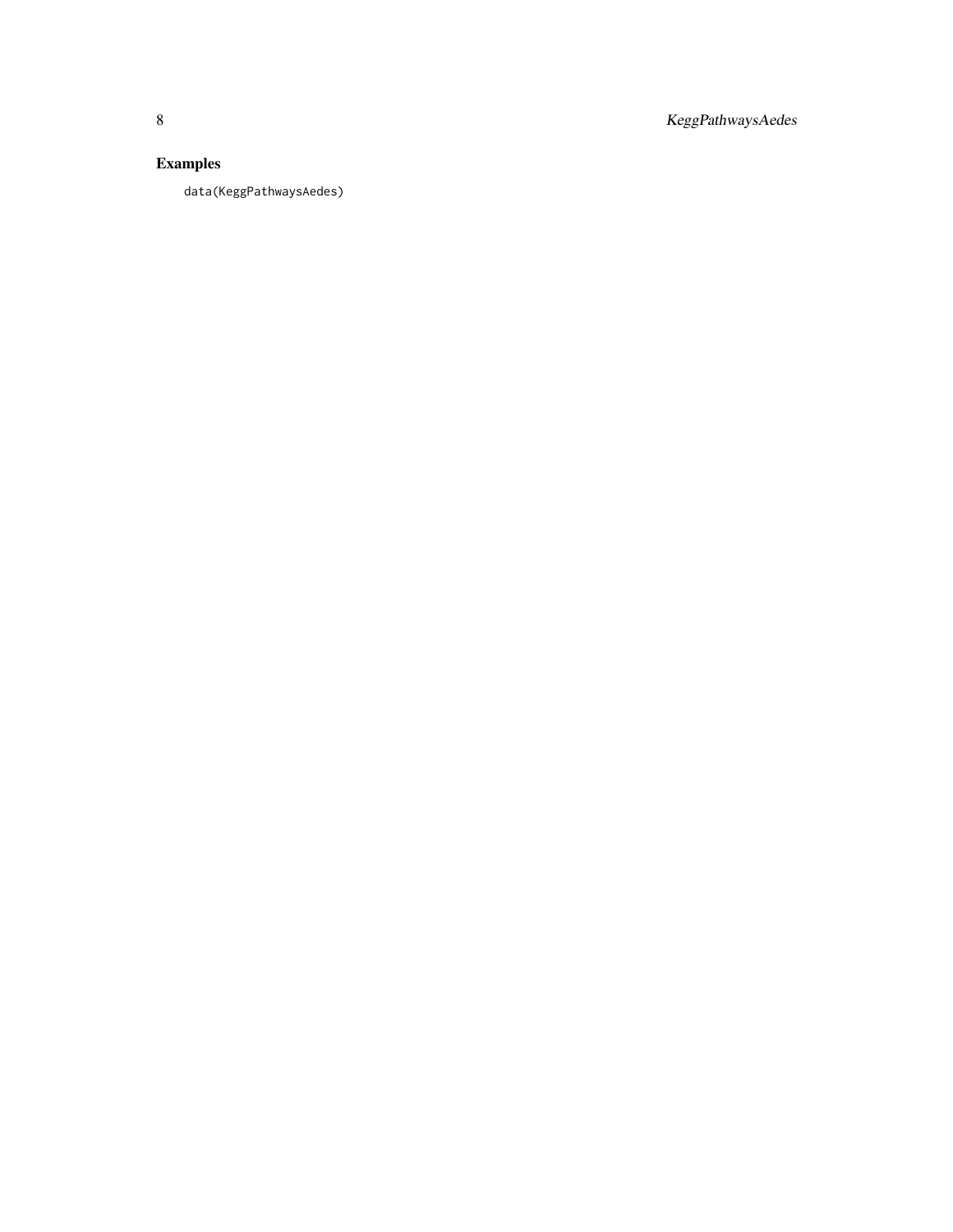## Examples

```
data(KeggPathwaysAedes)
```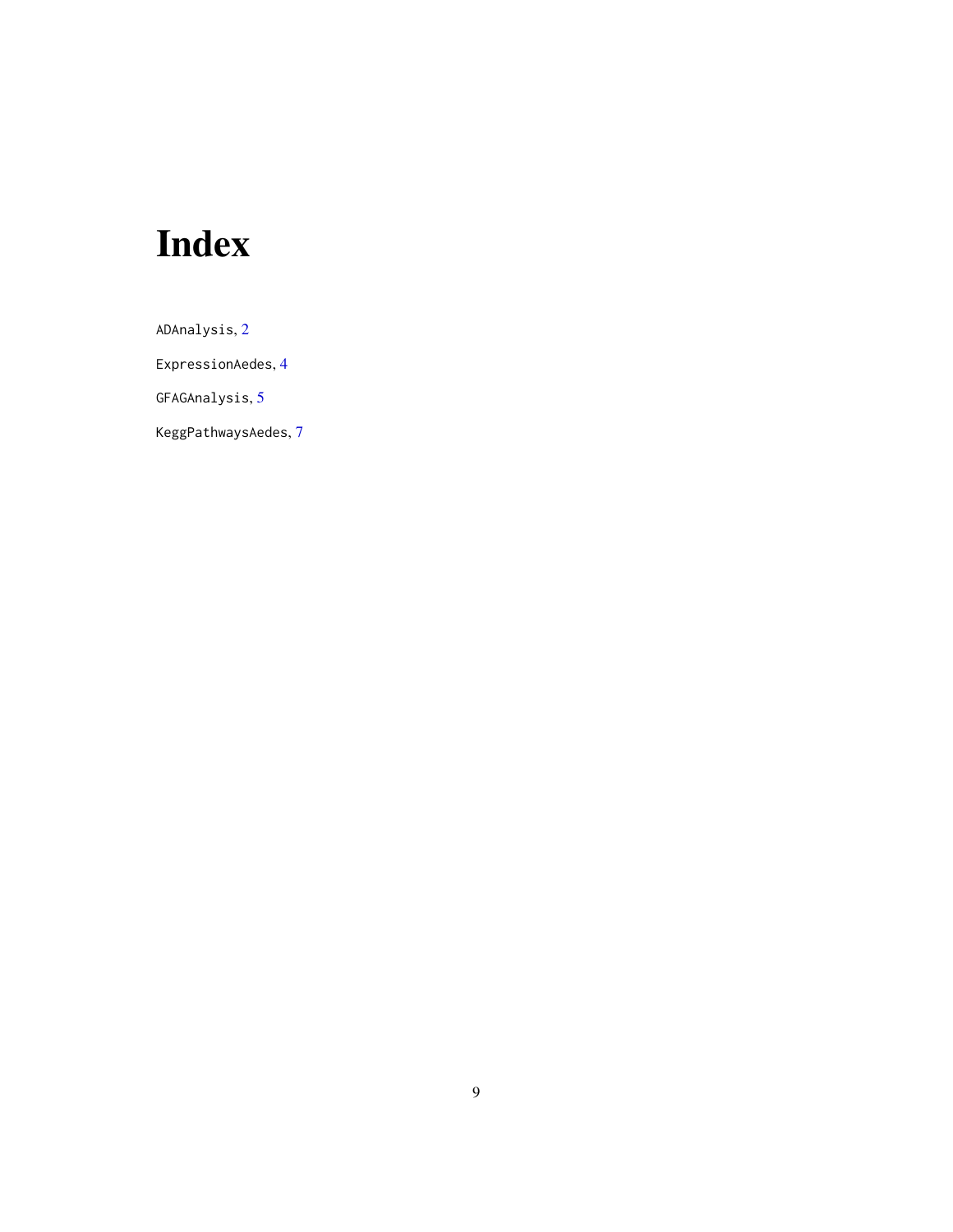# Index

ADAnalysis, 2

ExpressionAedes, 4

GFAGAnalysis, 5

KeggPathwaysAedes, 7